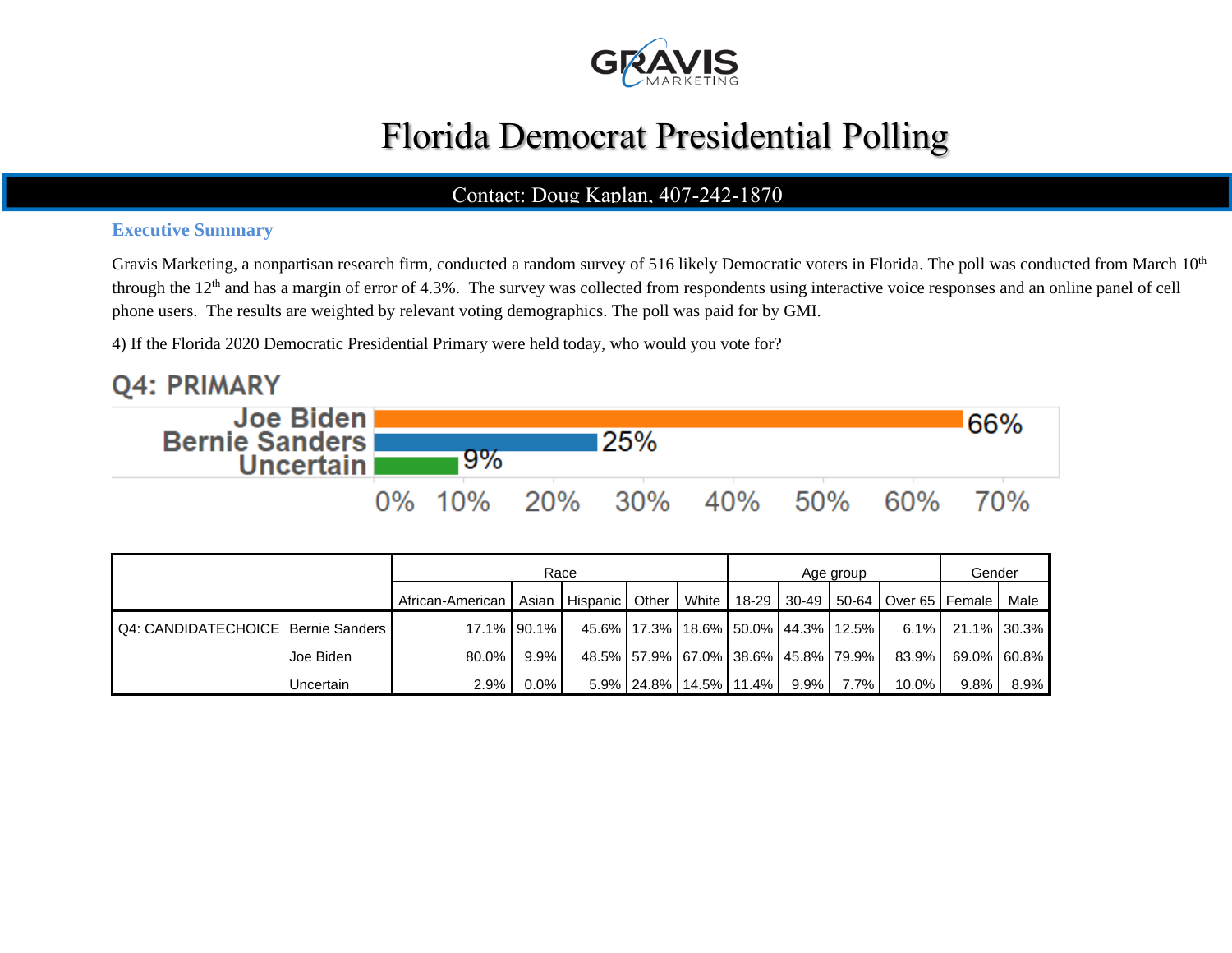GRAVIS MARKETING

# Florida Democrat Presidential Polling

Contact: Doug Kaplan, 407-242-1870

### Executive Summary

Gravis Marketing, a nonpartisan research firm, conducted a random survey of 516 likely Democratic voters in Florida. The poll was conducted from March 10th through the 12th and has a margin of error of 4.3%. The survey was collected from respondents using interactive voice responses and an online panel of cell phone users. The results are weighted by relevant voting demographics. The poll was paid for by GMI.

4) If the Florida 2020 Democratic Presidential Primary were held today, who would you vote for?

## Q4: PRIMARY

| Candidate | % |
|---|---|
| Joe Biden | 66% |
| Bernie Sanders | 25% |
| Uncertain | 9% |

| | | Race | | | | | Age group | | | | Gender | |
|---|---|---|---|---|---|---|---|---|---|---|---|---|
| | | African-American | Asian | Hispanic | Other | White | 18-29 | 30-49 | 50-64 | Over 65 | Female | Male |
| Q4: CANDIDATECHOICE | Bernie Sanders | 17.1% | 90.1% | 45.6% | 17.3% | 18.6% | 50.0% | 44.3% | 12.5% | 6.1% | 21.1% | 30.3% |
| | Joe Biden | 80.0% | 9.9% | 48.5% | 57.9% | 67.0% | 38.6% | 45.8% | 79.9% | 83.9% | 69.0% | 60.8% |
| | Uncertain | 2.9% | 0.0% | 5.9% | 24.8% | 14.5% | 11.4% | 9.9% | 7.7% | 10.0% | 9.8% | 8.9% |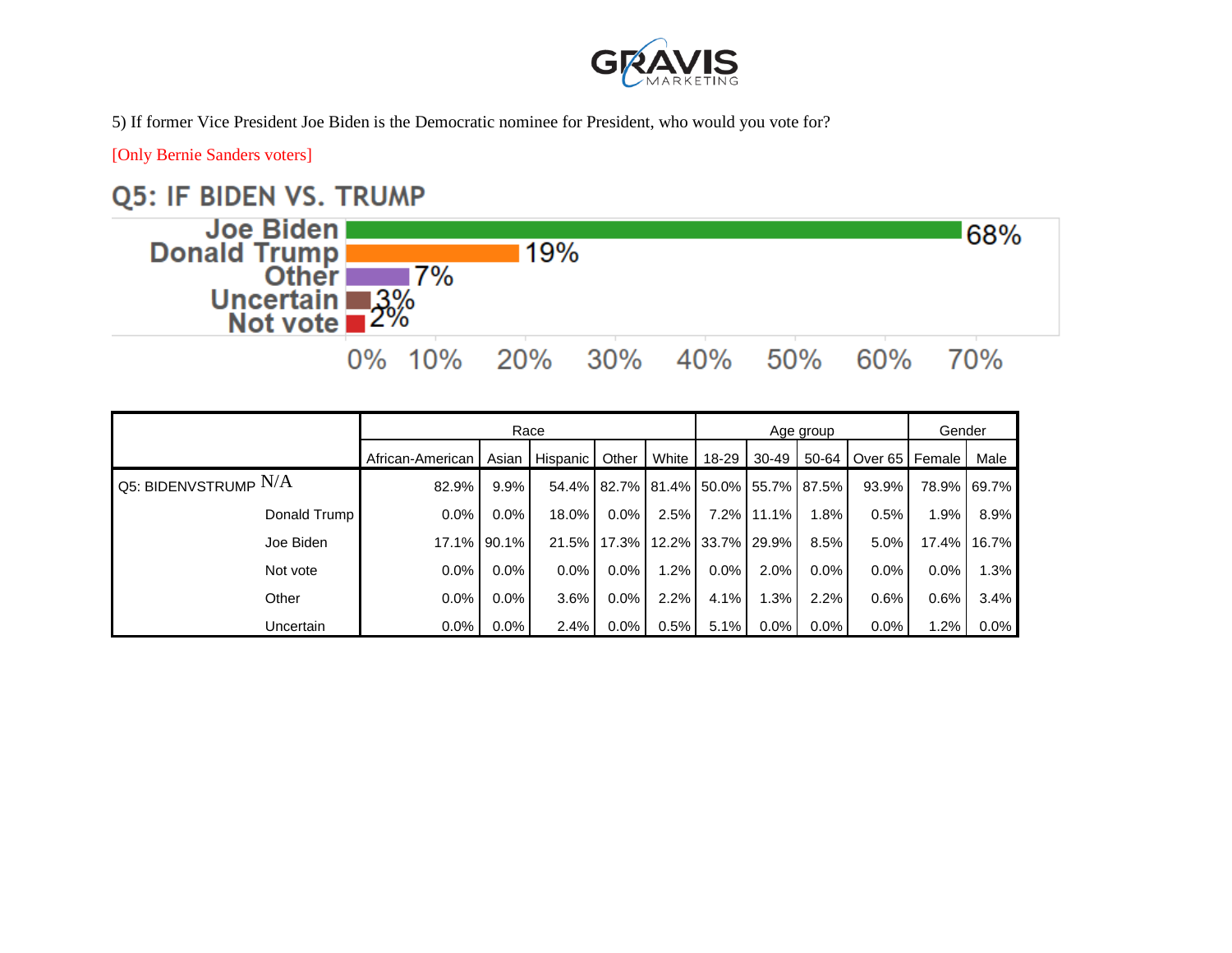5) If former Vice President Joe Biden is the Democratic nominee for President, who would you vote for?

[Only Bernie Sanders voters]

## Q5: IF BIDEN VS. TRUMP

| Response | Percent |
|---|---|
| Joe Biden | 68% |
| Donald Trump | 19% |
| Other | 7% |
| Uncertain | 3% |
| Not vote | 2% |

| | | Race | | | | | Age group | | | | Gender | |
|---|---|---|---|---|---|---|---|---|---|---|---|---|
| | | African-American | Asian | Hispanic | Other | White | 18-29 | 30-49 | 50-64 | Over 65 | Female | Male |
| Q5: BIDENVSTRUMP | N/A | 82.9% | 9.9% | 54.4% | 82.7% | 81.4% | 50.0% | 55.7% | 87.5% | 93.9% | 78.9% | 69.7% |
| | Donald Trump | 0.0% | 0.0% | 18.0% | 0.0% | 2.5% | 7.2% | 11.1% | 1.8% | 0.5% | 1.9% | 8.9% |
| | Joe Biden | 17.1% | 90.1% | 21.5% | 17.3% | 12.2% | 33.7% | 29.9% | 8.5% | 5.0% | 17.4% | 16.7% |
| | Not vote | 0.0% | 0.0% | 0.0% | 0.0% | 1.2% | 0.0% | 2.0% | 0.0% | 0.0% | 0.0% | 1.3% |
| | Other | 0.0% | 0.0% | 3.6% | 0.0% | 2.2% | 4.1% | 1.3% | 2.2% | 0.6% | 0.6% | 3.4% |
| | Uncertain | 0.0% | 0.0% | 2.4% | 0.0% | 0.5% | 5.1% | 0.0% | 0.0% | 0.0% | 1.2% | 0.0% |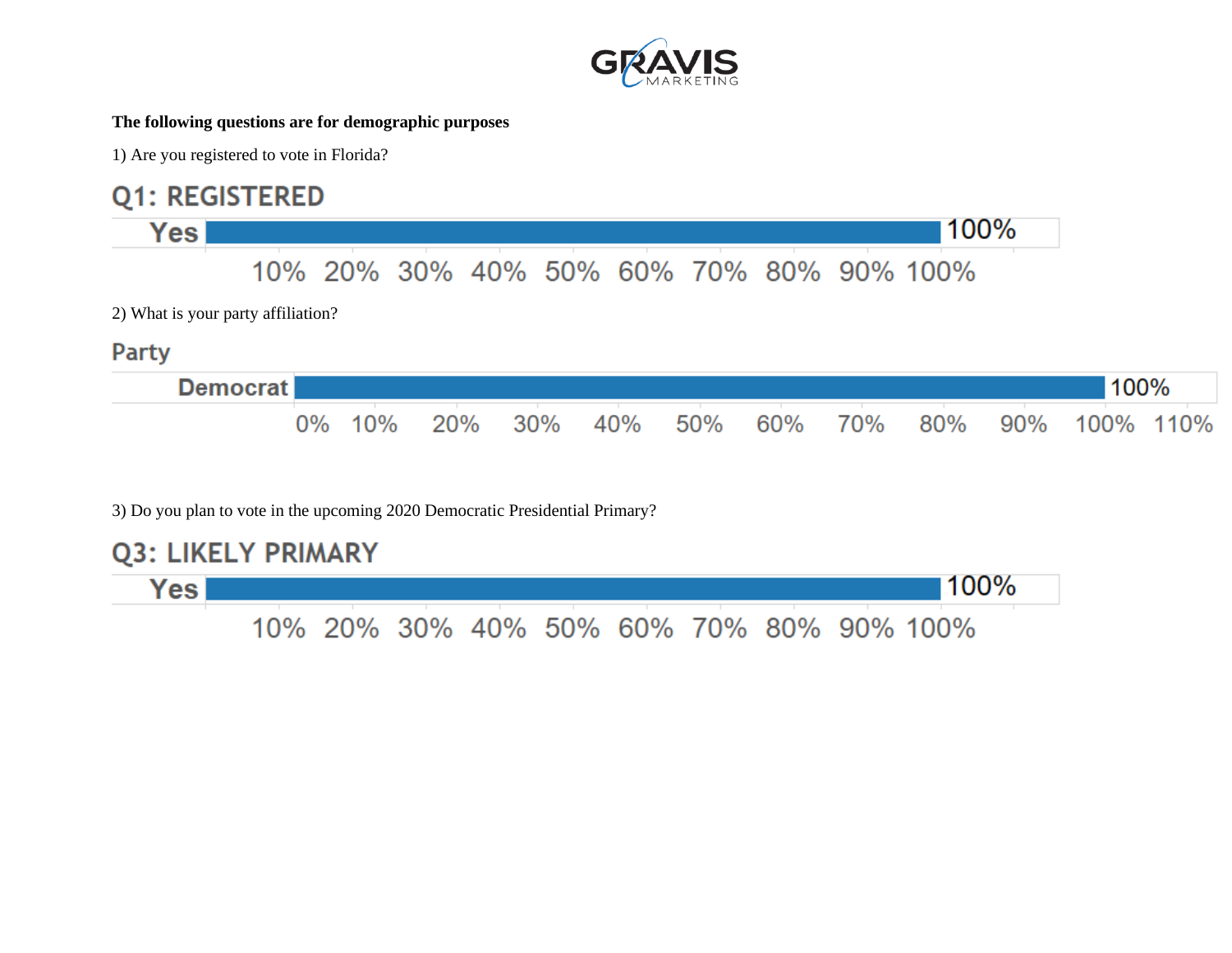**The following questions are for demographic purposes**

1) Are you registered to vote in Florida?

## Q1: REGISTERED

| Response | Percent |
|---|---|
| Yes | 100% |

2) What is your party affiliation?

## Party

| Response | Percent |
|---|---|
| Democrat | 100% |

3) Do you plan to vote in the upcoming 2020 Democratic Presidential Primary?

## Q3: LIKELY PRIMARY

| Response | Percent |
|---|---|
| Yes | 100% |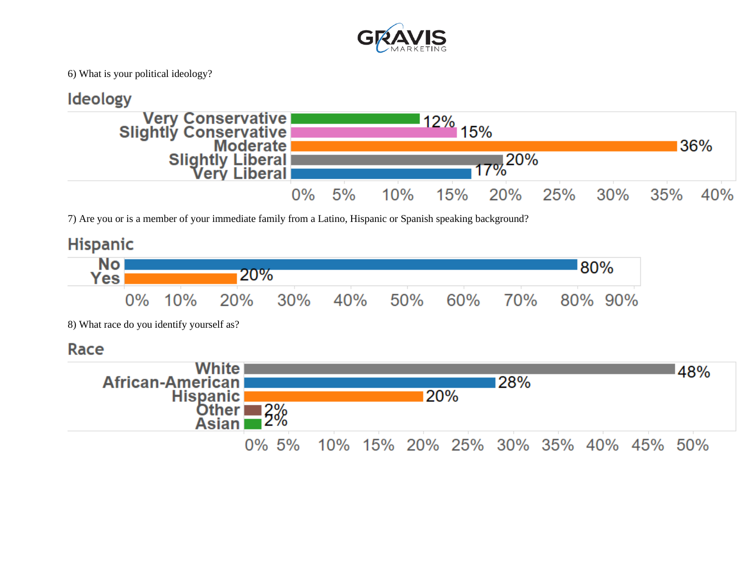6) What is your political ideology?

## Ideology

| Ideology | Percent |
|---|---|
| Very Conservative | 12% |
| Slightly Conservative | 15% |
| Moderate | 36% |
| Slightly Liberal | 20% |
| Very Liberal | 17% |

7) Are you or is a member of your immediate family from a Latino, Hispanic or Spanish speaking background?

## Hispanic

| Hispanic | Percent |
|---|---|
| No | 80% |
| Yes | 20% |

8) What race do you identify yourself as?

## Race

| Race | Percent |
|---|---|
| White | 48% |
| African-American | 28% |
| Hispanic | 20% |
| Other | 2% |
| Asian | 2% |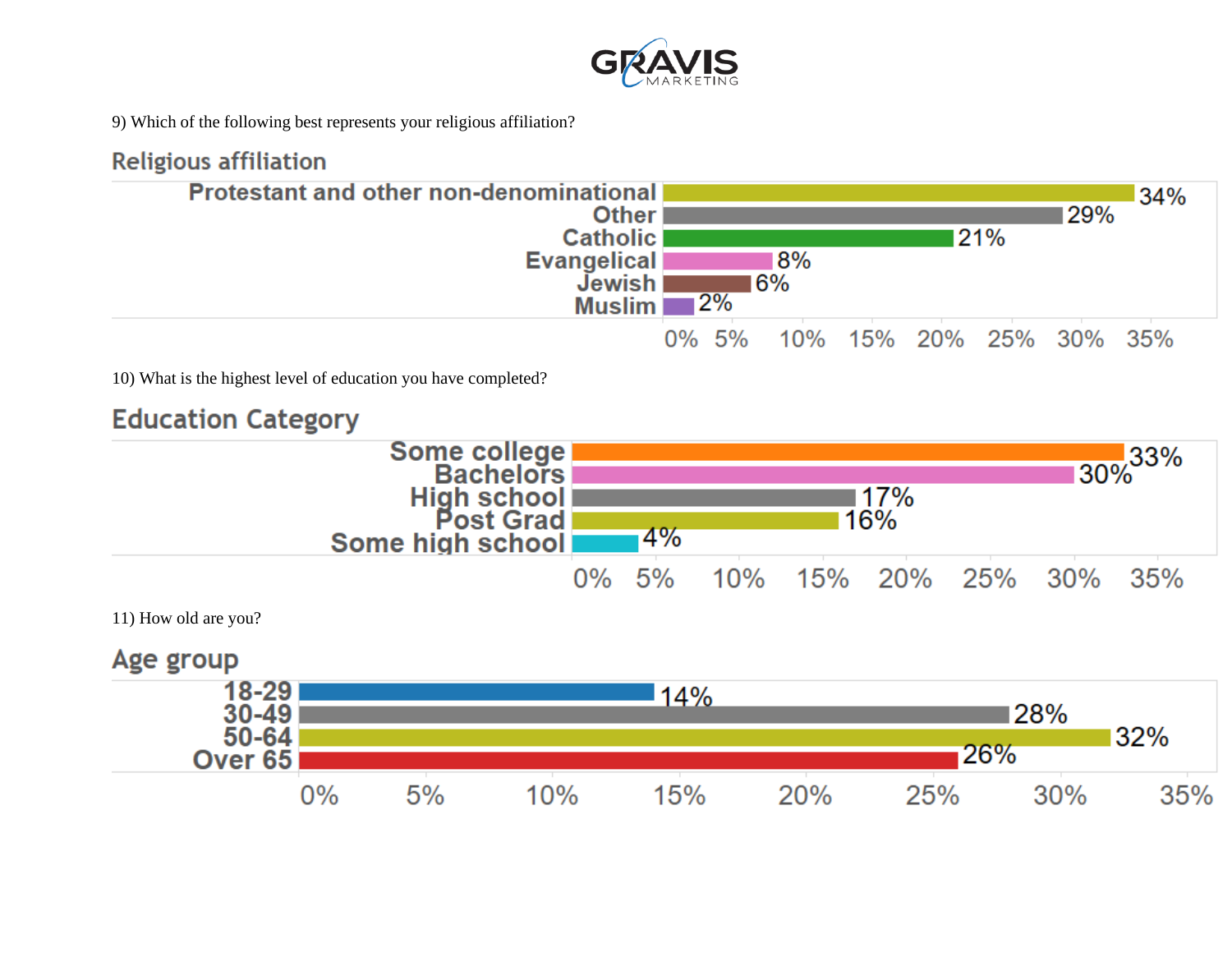9) Which of the following best represents your religious affiliation?

**Religious affiliation**

| Religious affiliation | Percent |
|---|---|
| Protestant and other non-denominational | 34% |
| Other | 29% |
| Catholic | 21% |
| Evangelical | 8% |
| Jewish | 6% |
| Muslim | 2% |

10) What is the highest level of education you have completed?

**Education Category**

| Education Category | Percent |
|---|---|
| Some college | 33% |
| Bachelors | 30% |
| High school | 17% |
| Post Grad | 16% |
| Some high school | 4% |

11) How old are you?

**Age group**

| Age group | Percent |
|---|---|
| 18-29 | 14% |
| 30-49 | 28% |
| 50-64 | 32% |
| Over 65 | 26% |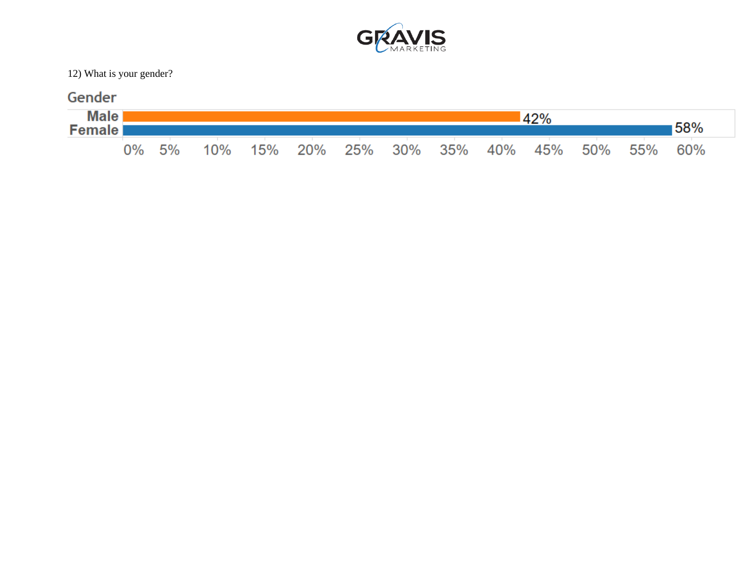12) What is your gender?

Gender

Male
Female

42%
58%

0% 5% 10% 15% 20% 25% 30% 35% 40% 45% 50% 55% 60%